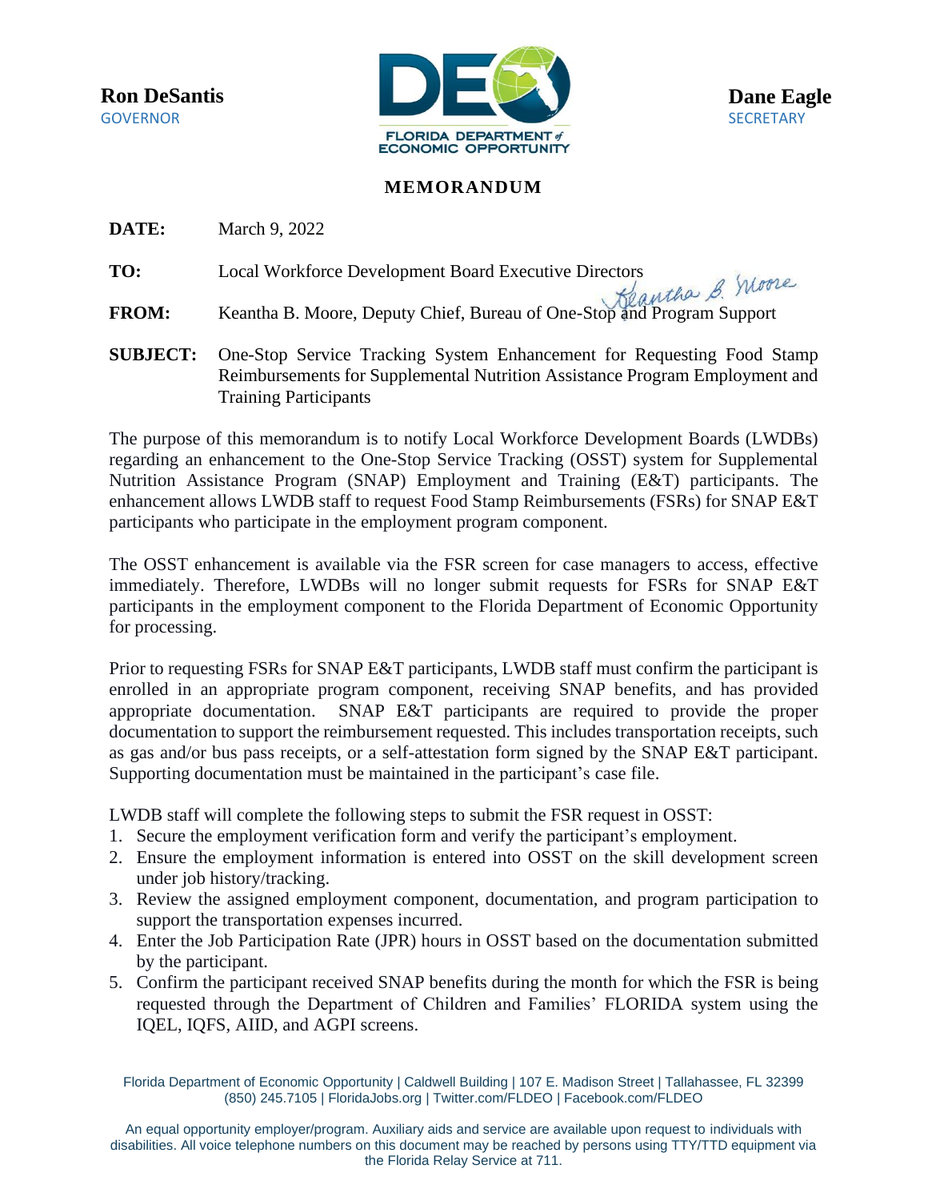**Ron DeSantis**
GOVERNOR

**Dane Eagle**
SECRETARY

FLORIDA DEPARTMENT of ECONOMIC OPPORTUNITY

## MEMORANDUM

**DATE:** March 9, 2022

**TO:** Local Workforce Development Board Executive Directors

**FROM:** Keantha B. Moore, Deputy Chief, Bureau of One-Stop and Program Support

**SUBJECT:** One-Stop Service Tracking System Enhancement for Requesting Food Stamp Reimbursements for Supplemental Nutrition Assistance Program Employment and Training Participants

The purpose of this memorandum is to notify Local Workforce Development Boards (LWDBs) regarding an enhancement to the One-Stop Service Tracking (OSST) system for Supplemental Nutrition Assistance Program (SNAP) Employment and Training (E&T) participants. The enhancement allows LWDB staff to request Food Stamp Reimbursements (FSRs) for SNAP E&T participants who participate in the employment program component.

The OSST enhancement is available via the FSR screen for case managers to access, effective immediately. Therefore, LWDBs will no longer submit requests for FSRs for SNAP E&T participants in the employment component to the Florida Department of Economic Opportunity for processing.

Prior to requesting FSRs for SNAP E&T participants, LWDB staff must confirm the participant is enrolled in an appropriate program component, receiving SNAP benefits, and has provided appropriate documentation. SNAP E&T participants are required to provide the proper documentation to support the reimbursement requested. This includes transportation receipts, such as gas and/or bus pass receipts, or a self-attestation form signed by the SNAP E&T participant. Supporting documentation must be maintained in the participant's case file.

LWDB staff will complete the following steps to submit the FSR request in OSST:

1. Secure the employment verification form and verify the participant's employment.
2. Ensure the employment information is entered into OSST on the skill development screen under job history/tracking.
3. Review the assigned employment component, documentation, and program participation to support the transportation expenses incurred.
4. Enter the Job Participation Rate (JPR) hours in OSST based on the documentation submitted by the participant.
5. Confirm the participant received SNAP benefits during the month for which the FSR is being requested through the Department of Children and Families' FLORIDA system using the IQEL, IQFS, AIID, and AGPI screens.

Florida Department of Economic Opportunity | Caldwell Building | 107 E. Madison Street | Tallahassee, FL 32399
(850) 245.7105 | FloridaJobs.org | Twitter.com/FLDEO | Facebook.com/FLDEO

An equal opportunity employer/program. Auxiliary aids and service are available upon request to individuals with disabilities. All voice telephone numbers on this document may be reached by persons using TTY/TTD equipment via the Florida Relay Service at 711.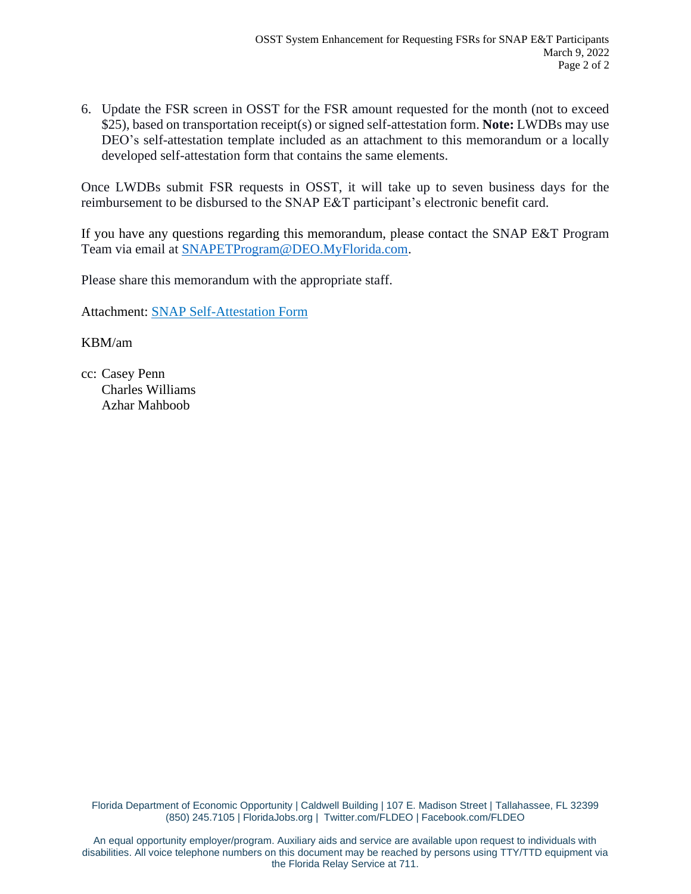6. Update the FSR screen in OSST for the FSR amount requested for the month (not to exceed $25), based on transportation receipt(s) or signed self-attestation form. **Note:** LWDBs may use DEO's self-attestation template included as an attachment to this memorandum or a locally developed self-attestation form that contains the same elements.

Once LWDBs submit FSR requests in OSST, it will take up to seven business days for the reimbursement to be disbursed to the SNAP E&T participant's electronic benefit card.

If you have any questions regarding this memorandum, please contact the SNAP E&T Program Team via email at SNAPETProgram@DEO.MyFlorida.com.

Please share this memorandum with the appropriate staff.

Attachment: SNAP Self-Attestation Form

KBM/am

cc: Casey Penn
Charles Williams
Azhar Mahboob

Florida Department of Economic Opportunity | Caldwell Building | 107 E. Madison Street | Tallahassee, FL 32399
(850) 245.7105 | FloridaJobs.org | Twitter.com/FLDEO | Facebook.com/FLDEO

An equal opportunity employer/program. Auxiliary aids and service are available upon request to individuals with disabilities. All voice telephone numbers on this document may be reached by persons using TTY/TTD equipment via the Florida Relay Service at 711.